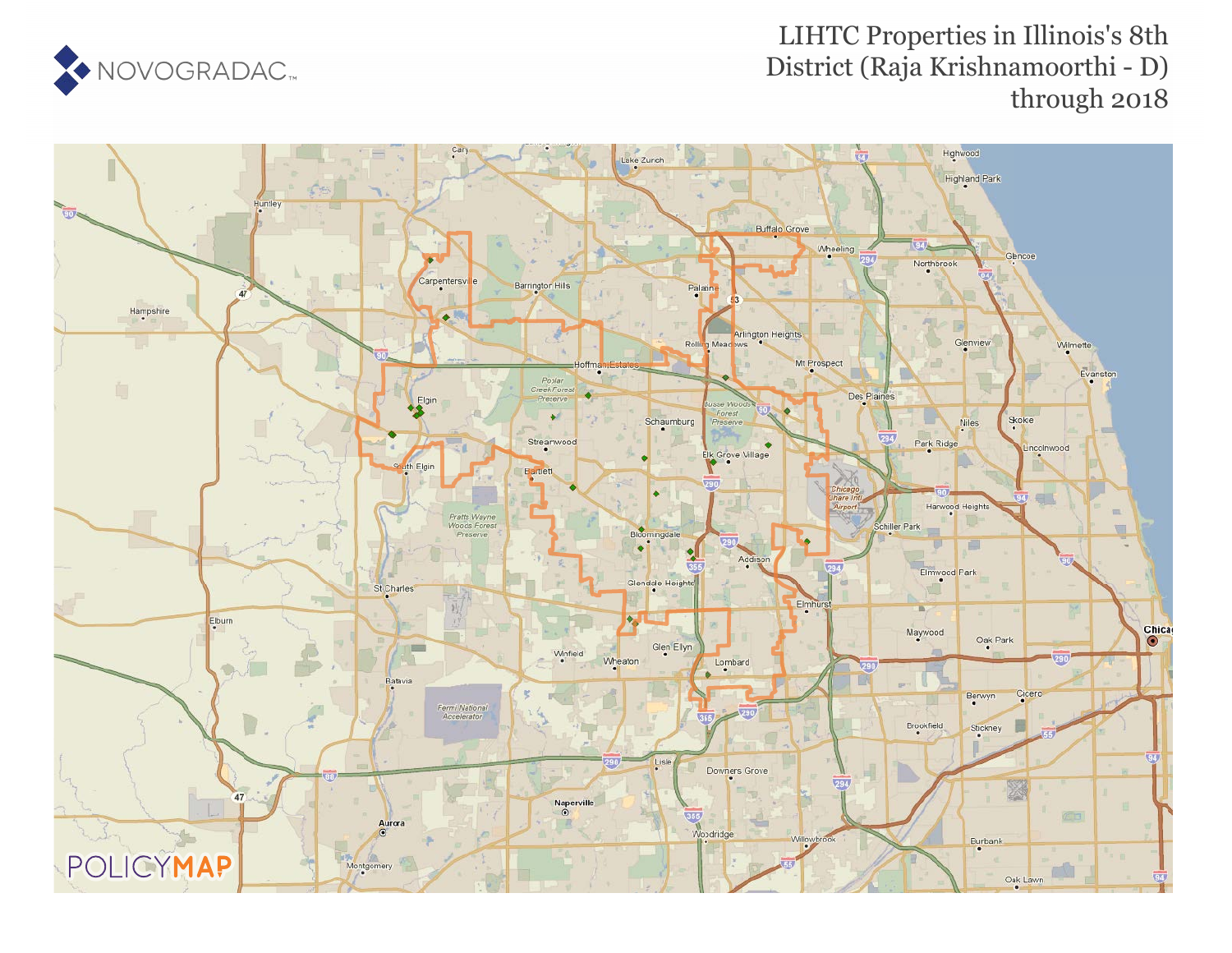NOVOGRADAC

# LIHTC Properties in Illinois's 8th District (Raja Krishnamoorthi - D) through 2018

POLICYMAP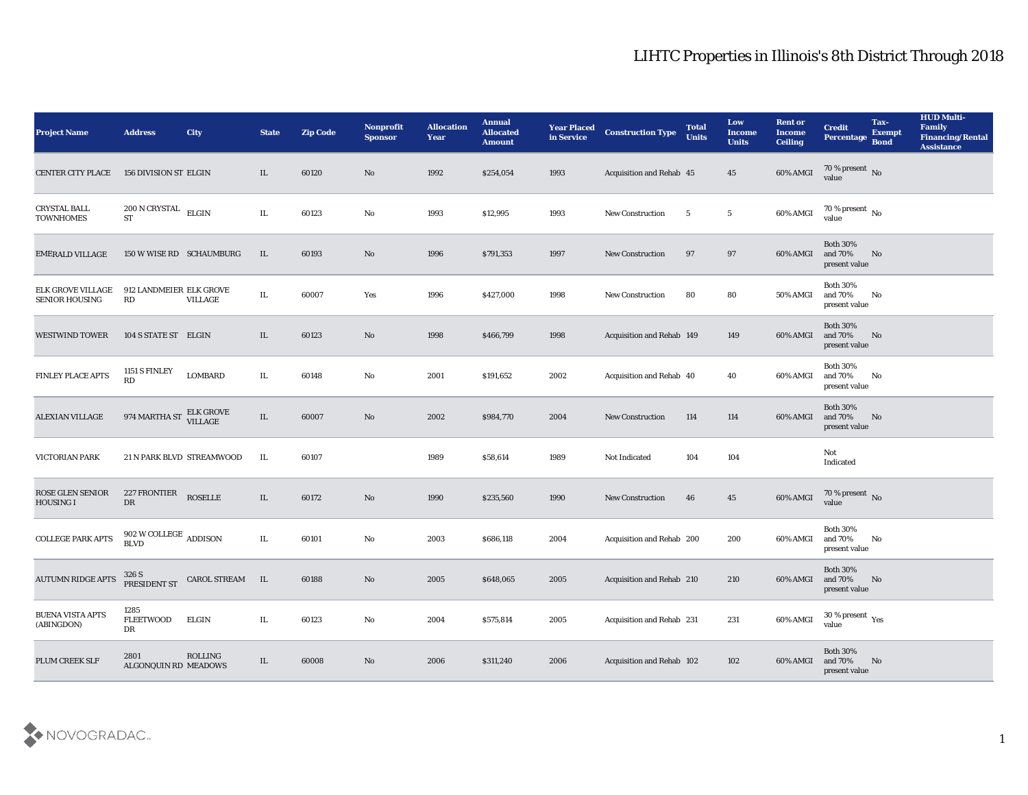# LIHTC Properties in Illinois's 8th District Through 2018

| Project Name | Address | City | State | Zip Code | Nonprofit Sponsor | Allocation Year | Annual Allocated Amount | Year Placed in Service | Construction Type | Total Units | Low Income Units | Rent or Income Ceiling | Credit Percentage | Tax-Exempt Bond | HUD Multi-Family Financing/Rental Assistance |
|---|---|---|---|---|---|---|---|---|---|---|---|---|---|---|---|
| CENTER CITY PLACE | 156 DIVISION ST | ELGIN | IL | 60120 | No | 1992 | $254,054 | 1993 | Acquisition and Rehab | 45 | 45 | 60% AMGI | 70 % present value | No | |
| CRYSTAL BALL TOWNHOMES | 200 N CRYSTAL ST | ELGIN | IL | 60123 | No | 1993 | $12,995 | 1993 | New Construction | 5 | 5 | 60% AMGI | 70 % present value | No | |
| EMERALD VILLAGE | 150 W WISE RD | SCHAUMBURG | IL | 60193 | No | 1996 | $791,353 | 1997 | New Construction | 97 | 97 | 60% AMGI | Both 30% and 70% present value | No | |
| ELK GROVE VILLAGE SENIOR HOUSING | 912 LANDMEIER RD | ELK GROVE VILLAGE | IL | 60007 | Yes | 1996 | $427,000 | 1998 | New Construction | 80 | 80 | 50% AMGI | Both 30% and 70% present value | No | |
| WESTWIND TOWER | 104 S STATE ST | ELGIN | IL | 60123 | No | 1998 | $466,799 | 1998 | Acquisition and Rehab | 149 | 149 | 60% AMGI | Both 30% and 70% present value | No | |
| FINLEY PLACE APTS | 1151 S FINLEY RD | LOMBARD | IL | 60148 | No | 2001 | $191,652 | 2002 | Acquisition and Rehab | 40 | 40 | 60% AMGI | Both 30% and 70% present value | No | |
| ALEXIAN VILLAGE | 974 MARTHA ST | ELK GROVE VILLAGE | IL | 60007 | No | 2002 | $984,770 | 2004 | New Construction | 114 | 114 | 60% AMGI | Both 30% and 70% present value | No | |
| VICTORIAN PARK | 21 N PARK BLVD | STREAMWOOD | IL | 60107 | | 1989 | $58,614 | 1989 | Not Indicated | 104 | 104 | | Not Indicated | | |
| ROSE GLEN SENIOR HOUSING I | 227 FRONTIER DR | ROSELLE | IL | 60172 | No | 1990 | $235,560 | 1990 | New Construction | 46 | 45 | 60% AMGI | 70 % present value | No | |
| COLLEGE PARK APTS | 902 W COLLEGE BLVD | ADDISON | IL | 60101 | No | 2003 | $686,118 | 2004 | Acquisition and Rehab | 200 | 200 | 60% AMGI | Both 30% and 70% present value | No | |
| AUTUMN RIDGE APTS | 326 S PRESIDENT ST | CAROL STREAM | IL | 60188 | No | 2005 | $648,065 | 2005 | Acquisition and Rehab | 210 | 210 | 60% AMGI | Both 30% and 70% present value | No | |
| BUENA VISTA APTS (ABINGDON) | 1285 FLEETWOOD DR | ELGIN | IL | 60123 | No | 2004 | $575,814 | 2005 | Acquisition and Rehab | 231 | 231 | 60% AMGI | 30 % present value | Yes | |
| PLUM CREEK SLF | 2801 ALGONQUIN RD | ROLLING MEADOWS | IL | 60008 | No | 2006 | $311,240 | 2006 | Acquisition and Rehab | 102 | 102 | 60% AMGI | Both 30% and 70% present value | No | |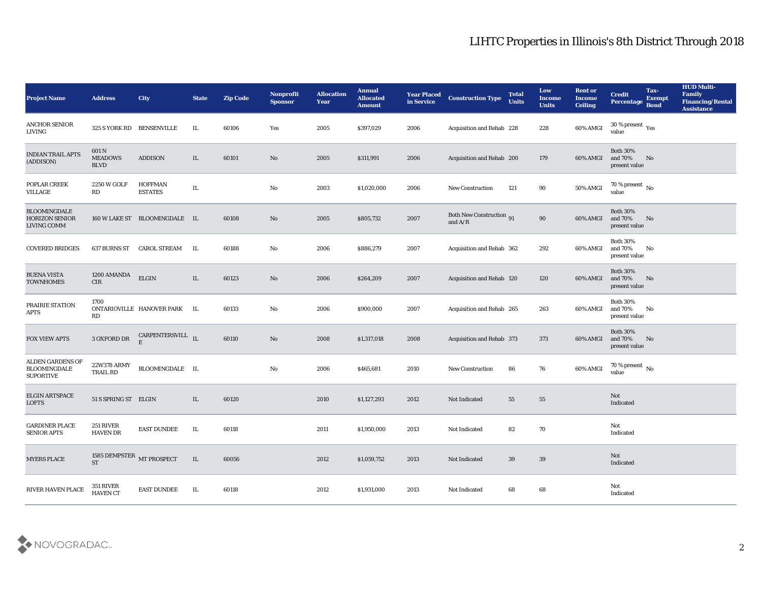# LIHTC Properties in Illinois's 8th District Through 2018

| Project Name | Address | City | State | Zip Code | Nonprofit Sponsor | Allocation Year | Annual Allocated Amount | Year Placed in Service | Construction Type | Total Units | Low Income Units | Rent or Income Ceiling | Credit Percentage | Tax-Exempt Bond | HUD Multi-Family Financing/Rental Assistance |
|---|---|---|---|---|---|---|---|---|---|---|---|---|---|---|---|
| ANCHOR SENIOR LIVING | 325 S YORK RD | BENSENVILLE | IL | 60106 | Yes | 2005 | $397,029 | 2006 | Acquisition and Rehab | 228 | 228 | 60% AMGI | 30 % present value | Yes | |
| INDIAN TRAIL APTS (ADDISON) | 601 N MEADOWS BLVD | ADDISON | IL | 60101 | No | 2005 | $311,991 | 2006 | Acquisition and Rehab | 200 | 179 | 60% AMGI | Both 30% and 70% present value | No | |
| POPLAR CREEK VILLAGE | 2250 W GOLF RD | HOFFMAN ESTATES | IL | | No | 2003 | $1,020,000 | 2006 | New Construction | 121 | 90 | 50% AMGI | 70 % present value | No | |
| BLOOMINGDALE HORIZON SENIOR LIVING COMM | 160 W LAKE ST | BLOOMINGDALE | IL | 60108 | No | 2005 | $805,732 | 2007 | Both New Construction and A/R | 91 | 90 | 60% AMGI | Both 30% and 70% present value | No | |
| COVERED BRIDGES | 637 BURNS ST | CAROL STREAM | IL | 60188 | No | 2006 | $886,279 | 2007 | Acquisition and Rehab | 362 | 292 | 60% AMGI | Both 30% and 70% present value | No | |
| BUENA VISTA TOWNHOMES | 1200 AMANDA CIR | ELGIN | IL | 60123 | No | 2006 | $264,209 | 2007 | Acquisition and Rehab | 120 | 120 | 60% AMGI | Both 30% and 70% present value | No | |
| PRAIRIE STATION APTS | 1700 ONTARIOVILLE RD | HANOVER PARK | IL | 60133 | No | 2006 | $900,000 | 2007 | Acquisition and Rehab | 265 | 263 | 60% AMGI | Both 30% and 70% present value | No | |
| FOX VIEW APTS | 3 OXFORD DR | CARPENTERSVILLE | IL | 60110 | No | 2008 | $1,317,018 | 2008 | Acquisition and Rehab | 373 | 373 | 60% AMGI | Both 30% and 70% present value | No | |
| ALDEN GARDENS OF BLOOMINGDALE SUPORTIVE | 22W378 ARMY TRAIL RD | BLOOMINGDALE | IL | | No | 2006 | $465,681 | 2010 | New Construction | 86 | 76 | 60% AMGI | 70 % present value | No | |
| ELGIN ARTSPACE LOFTS | 51 S SPRING ST | ELGIN | IL | 60120 | | 2010 | $1,127,293 | 2012 | Not Indicated | 55 | 55 | | Not Indicated | | |
| GARDINER PLACE SENIOR APTS | 251 RIVER HAVEN DR | EAST DUNDEE | IL | 60118 | | 2011 | $1,950,000 | 2013 | Not Indicated | 82 | 70 | | Not Indicated | | |
| MYERS PLACE | 1585 DEMPSTER ST | MT PROSPECT | IL | 60056 | | 2012 | $1,059,752 | 2013 | Not Indicated | 39 | 39 | | Not Indicated | | |
| RIVER HAVEN PLACE | 351 RIVER HAVEN CT | EAST DUNDEE | IL | 60118 | | 2012 | $1,931,000 | 2013 | Not Indicated | 68 | 68 | | Not Indicated | | |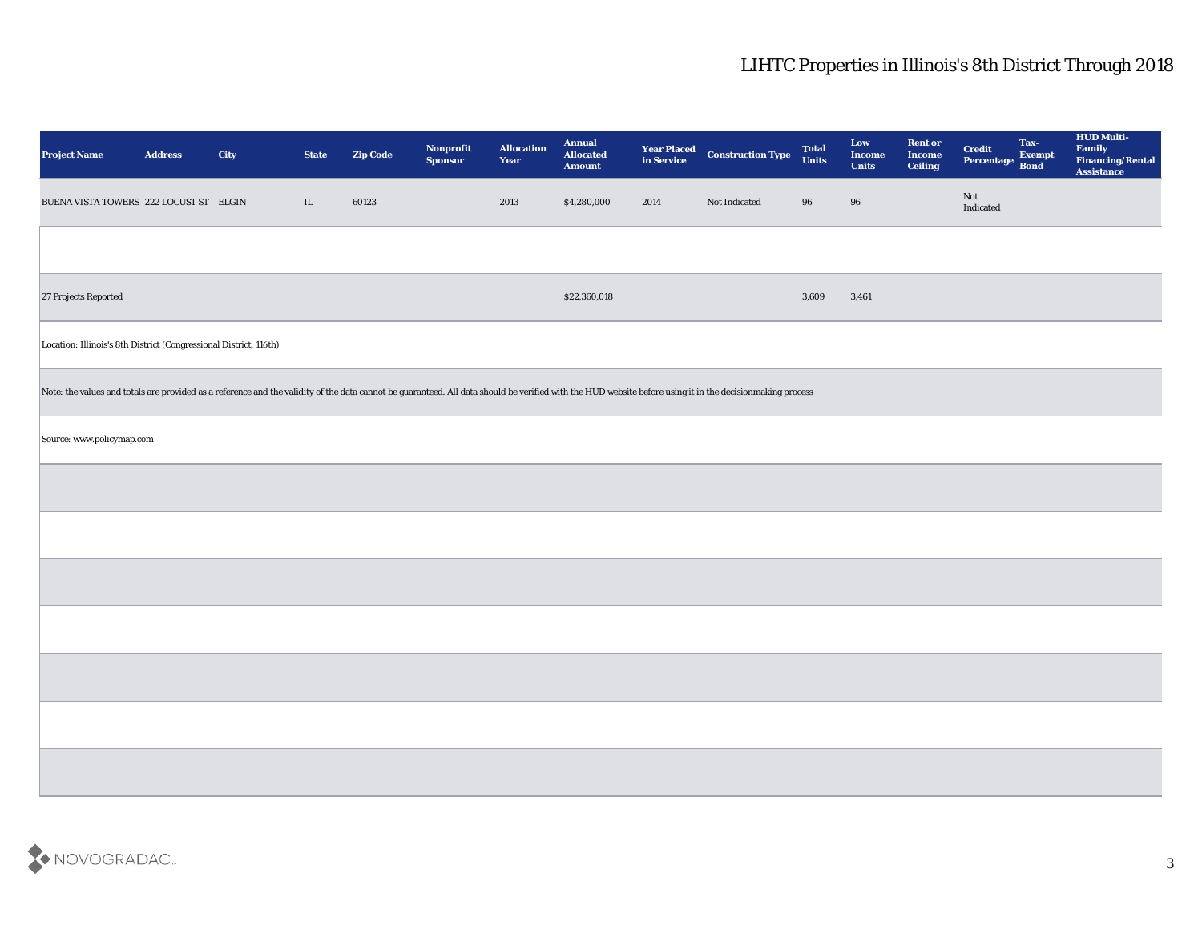| Project Name | Address | City | State | Zip Code | Nonprofit Sponsor | Allocation Year | Annual Allocated Amount | Year Placed in Service | Construction Type | Total Units | Low Income Units | Rent or Income Ceiling | Credit Percentage | Tax-Exempt Bond | HUD Multi-Family Financing/Rental Assistance |
|---|---|---|---|---|---|---|---|---|---|---|---|---|---|---|---|
| BUENA VISTA TOWERS | 222 LOCUST ST | ELGIN | IL | 60123 | | 2013 | $4,280,000 | 2014 | Not Indicated | 96 | 96 | | Not Indicated | | |
| | | | | | | | | | | | | | | | |
| 27 Projects Reported | | | | | | | $22,360,018 | | | 3,609 | 3,461 | | | | |

Location: Illinois's 8th District (Congressional District, 116th)

Note: the values and totals are provided as a reference and the validity of the data cannot be guaranteed. All data should be verified with the HUD website before using it in the decisionmaking process

Source: www.policymap.com